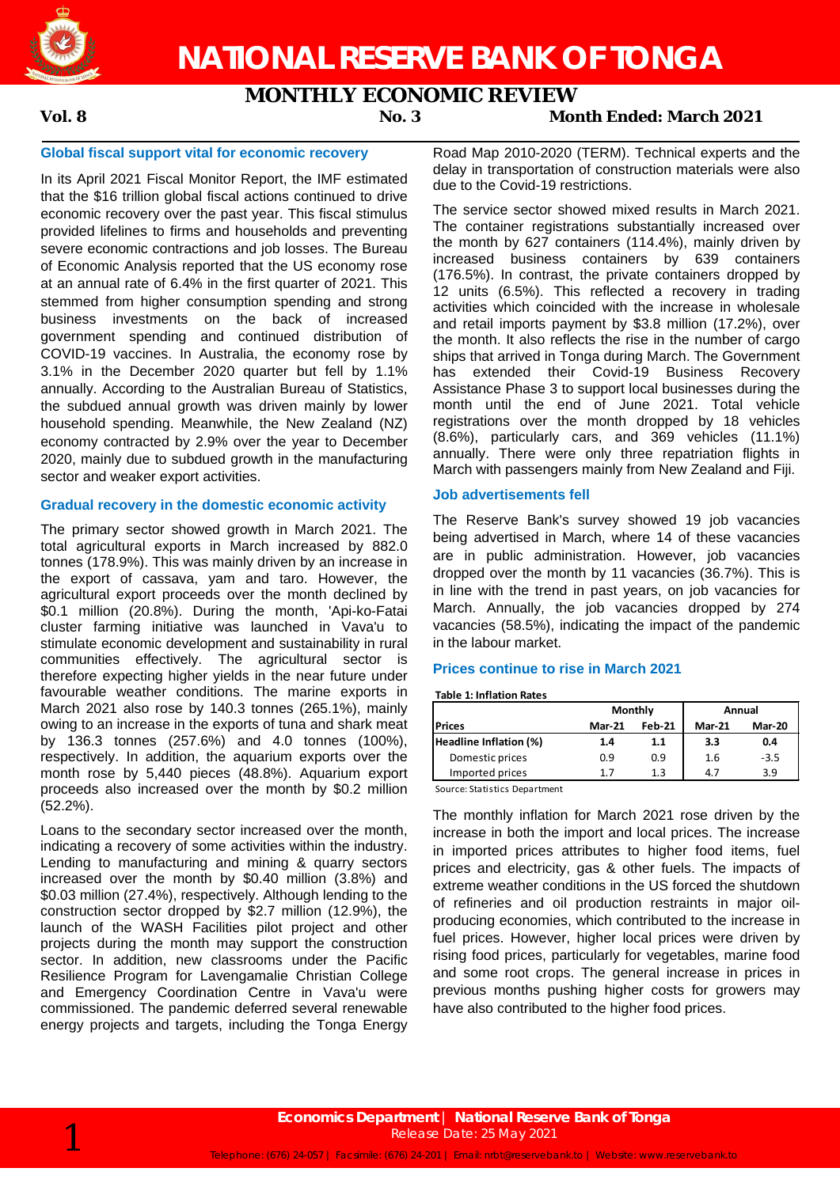# NATIONAL RESERVE BANK OF TONGA

## MONTHLY ECONOMIC REVIEW

**Vol. 8** **No. 3** **Month Ended: March 2021**

### Global fiscal support vital for economic recovery

In its April 2021 Fiscal Monitor Report, the IMF estimated that the $16 trillion global fiscal actions continued to drive economic recovery over the past year. This fiscal stimulus provided lifelines to firms and households and preventing severe economic contractions and job losses. The Bureau of Economic Analysis reported that the US economy rose at an annual rate of 6.4% in the first quarter of 2021. This stemmed from higher consumption spending and strong business investments on the back of increased government spending and continued distribution of COVID-19 vaccines. In Australia, the economy rose by 3.1% in the December 2020 quarter but fell by 1.1% annually. According to the Australian Bureau of Statistics, the subdued annual growth was driven mainly by lower household spending. Meanwhile, the New Zealand (NZ) economy contracted by 2.9% over the year to December 2020, mainly due to subdued growth in the manufacturing sector and weaker export activities.

### Gradual recovery in the domestic economic activity

The primary sector showed growth in March 2021. The total agricultural exports in March increased by 882.0 tonnes (178.9%). This was mainly driven by an increase in the export of cassava, yam and taro. However, the agricultural export proceeds over the month declined by $0.1 million (20.8%). During the month, 'Api-ko-Fatai cluster farming initiative was launched in Vava'u to stimulate economic development and sustainability in rural communities effectively. The agricultural sector is therefore expecting higher yields in the near future under favourable weather conditions. The marine exports in March 2021 also rose by 140.3 tonnes (265.1%), mainly owing to an increase in the exports of tuna and shark meat by 136.3 tonnes (257.6%) and 4.0 tonnes (100%), respectively. In addition, the aquarium exports over the month rose by 5,440 pieces (48.8%). Aquarium export proceeds also increased over the month by $0.2 million (52.2%).

Loans to the secondary sector increased over the month, indicating a recovery of some activities within the industry. Lending to manufacturing and mining & quarry sectors increased over the month by $0.40 million (3.8%) and $0.03 million (27.4%), respectively. Although lending to the construction sector dropped by $2.7 million (12.9%), the launch of the WASH Facilities pilot project and other projects during the month may support the construction sector. In addition, new classrooms under the Pacific Resilience Program for Lavengamalie Christian College and Emergency Coordination Centre in Vava'u were commissioned. The pandemic deferred several renewable energy projects and targets, including the Tonga Energy Road Map 2010-2020 (TERM). Technical experts and the delay in transportation of construction materials were also due to the Covid-19 restrictions.

The service sector showed mixed results in March 2021. The container registrations substantially increased over the month by 627 containers (114.4%), mainly driven by increased business containers by 639 containers (176.5%). In contrast, the private containers dropped by 12 units (6.5%). This reflected a recovery in trading activities which coincided with the increase in wholesale and retail imports payment by $3.8 million (17.2%), over the month. It also reflects the rise in the number of cargo ships that arrived in Tonga during March. The Government has extended their Covid-19 Business Recovery Assistance Phase 3 to support local businesses during the month until the end of June 2021. Total vehicle registrations over the month dropped by 18 vehicles (8.6%), particularly cars, and 369 vehicles (11.1%) annually. There were only three repatriation flights in March with passengers mainly from New Zealand and Fiji.

### Job advertisements fell

The Reserve Bank's survey showed 19 job vacancies being advertised in March, where 14 of these vacancies are in public administration. However, job vacancies dropped over the month by 11 vacancies (36.7%). This is in line with the trend in past years, on job vacancies for March. Annually, the job vacancies dropped by 274 vacancies (58.5%), indicating the impact of the pandemic in the labour market.

### Prices continue to rise in March 2021

**Table 1: Inflation Rates**

| | Monthly | | Annual | |
|---|---|---|---|---|
| **Prices** | **Mar-21** | **Feb-21** | **Mar-21** | **Mar-20** |
| **Headline Inflation (%)** | **1.4** | **1.1** | **3.3** | **0.4** |
| Domestic prices | 0.9 | 0.9 | 1.6 | -3.5 |
| Imported prices | 1.7 | 1.3 | 4.7 | 3.9 |

Source: Statistics Department

The monthly inflation for March 2021 rose driven by the increase in both the import and local prices. The increase in imported prices attributes to higher food items, fuel prices and electricity, gas & other fuels. The impacts of extreme weather conditions in the US forced the shutdown of refineries and oil production restraints in major oil-producing economies, which contributed to the increase in fuel prices. However, higher local prices were driven by rising food prices, particularly for vegetables, marine food and some root crops. The general increase in prices in previous months pushing higher costs for growers may have also contributed to the higher food prices.

**Economics Department | National Reserve Bank of Tonga**
Release Date: 25 May 2021

Telephone: (676) 24-057 | Facsimile: (676) 24-201 | Email: nrbt@reservebank.to | Website: www.reservebank.to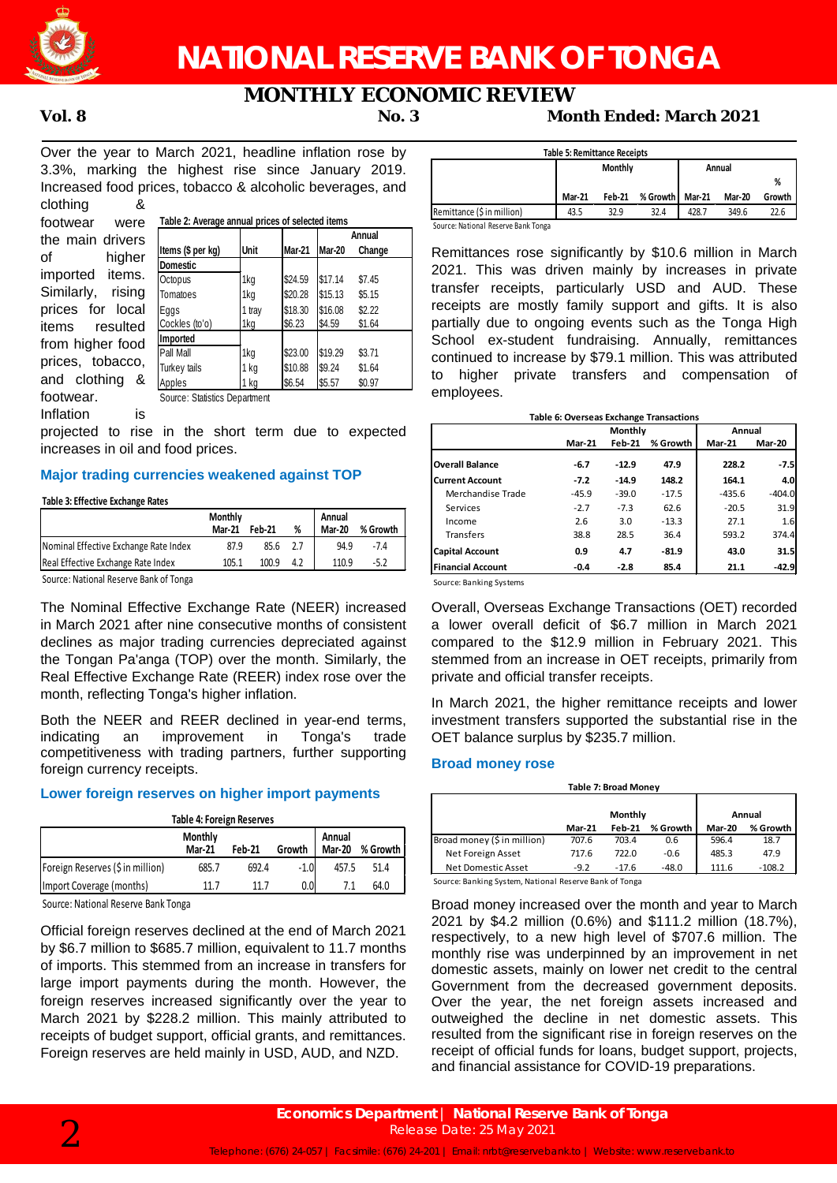# NATIONAL RESERVE BANK OF TONGA

## MONTHLY ECONOMIC REVIEW

**Vol. 8** **No. 3** **Month Ended: March 2021**

Over the year to March 2021, headline inflation rose by 3.3%, marking the highest rise since January 2019. Increased food prices, tobacco & alcoholic beverages, and clothing & footwear were the main drivers of higher imported items. Similarly, rising prices for local items resulted from higher food prices, tobacco, and clothing & footwear. Inflation is projected to rise in the short term due to expected increases in oil and food prices.

**Table 2: Average annual prices of selected items**

| Items ($ per kg) | Unit | Mar-21 | Mar-20 | Annual Change |
|---|---|---|---|---|
| **Domestic** | | | | |
| Octopus | 1kg | $24.59 | $17.14 | $7.45 |
| Tomatoes | 1kg | $20.28 | $15.13 | $5.15 |
| Eggs | 1 tray | $18.30 | $16.08 | $2.22 |
| Cockles (to'o) | 1kg | $6.23 | $4.59 | $1.64 |
| **Imported** | | | | |
| Pall Mall | 1kg | $23.00 | $19.29 | $3.71 |
| Turkey tails | 1 kg | $10.88 | $9.24 | $1.64 |
| Apples | 1 kg | $6.54 | $5.57 | $0.97 |

Source: Statistics Department

### Major trading currencies weakened against TOP

**Table 3: Effective Exchange Rates**

| | Monthly | | | Annual | |
|---|---|---|---|---|---|
| | Mar-21 | Feb-21 | % | Mar-20 | % Growth |
| Nominal Effective Exchange Rate Index | 87.9 | 85.6 | 2.7 | 94.9 | -7.4 |
| Real Effective Exchange Rate Index | 105.1 | 100.9 | 4.2 | 110.9 | -5.2 |

Source: National Reserve Bank of Tonga

The Nominal Effective Exchange Rate (NEER) increased in March 2021 after nine consecutive months of consistent declines as major trading currencies depreciated against the Tongan Pa'anga (TOP) over the month. Similarly, the Real Effective Exchange Rate (REER) index rose over the month, reflecting Tonga's higher inflation.

Both the NEER and REER declined in year-end terms, indicating an improvement in Tonga's trade competitiveness with trading partners, further supporting foreign currency receipts.

### Lower foreign reserves on higher import payments

**Table 4: Foreign Reserves**

| | Monthly | | | Annual | |
|---|---|---|---|---|---|
| | Mar-21 | Feb-21 | Growth | Mar-20 | % Growth |
| Foreign Reserves ($ in million) | 685.7 | 692.4 | -1.0 | 457.5 | 51.4 |
| Import Coverage (months) | 11.7 | 11.7 | 0.0 | 7.1 | 64.0 |

Source: National Reserve Bank Tonga

Official foreign reserves declined at the end of March 2021 by $6.7 million to $685.7 million, equivalent to 11.7 months of imports. This stemmed from an increase in transfers for large import payments during the month. However, the foreign reserves increased significantly over the year to March 2021 by $228.2 million. This mainly attributed to receipts of budget support, official grants, and remittances. Foreign reserves are held mainly in USD, AUD, and NZD.

**Table 5: Remittance Receipts**

| | Monthly | | | Annual | | |
|---|---|---|---|---|---|---|
| | Mar-21 | Feb-21 | % Growth | Mar-21 | Mar-20 | % Growth |
| Remittance ($ in million) | 43.5 | 32.9 | 32.4 | 428.7 | 349.6 | 22.6 |

Source: National Reserve Bank Tonga

Remittances rose significantly by $10.6 million in March 2021. This was driven mainly by increases in private transfer receipts, particularly USD and AUD. These receipts are mostly family support and gifts. It is also partially due to ongoing events such as the Tonga High School ex-student fundraising. Annually, remittances continued to increase by $79.1 million. This was attributed to higher private transfers and compensation of employees.

**Table 6: Overseas Exchange Transactions**

| | Monthly | | | Annual | |
|---|---|---|---|---|---|
| | Mar-21 | Feb-21 | % Growth | Mar-21 | Mar-20 |
| **Overall Balance** | **-6.7** | **-12.9** | **47.9** | **228.2** | **-7.5** |
| **Current Account** | **-7.2** | **-14.9** | **148.2** | **164.1** | **4.0** |
| Merchandise Trade | -45.9 | -39.0 | -17.5 | -435.6 | -404.0 |
| Services | -2.7 | -7.3 | 62.6 | -20.5 | 31.9 |
| Income | 2.6 | 3.0 | -13.3 | 27.1 | 1.6 |
| Transfers | 38.8 | 28.5 | 36.4 | 593.2 | 374.4 |
| **Capital Account** | **0.9** | **4.7** | **-81.9** | **43.0** | **31.5** |
| **Financial Account** | **-0.4** | **-2.8** | **85.4** | **21.1** | **-42.9** |

Source: Banking Systems

Overall, Overseas Exchange Transactions (OET) recorded a lower overall deficit of $6.7 million in March 2021 compared to the $12.9 million in February 2021. This stemmed from an increase in OET receipts, primarily from private and official transfer receipts.

In March 2021, the higher remittance receipts and lower investment transfers supported the substantial rise in the OET balance surplus by $235.7 million.

### Broad money rose

**Table 7: Broad Money**

| | Monthly | | | Annual | |
|---|---|---|---|---|---|
| | Mar-21 | Feb-21 | % Growth | Mar-20 | % Growth |
| Broad money ($ in million) | 707.6 | 703.4 | 0.6 | 596.4 | 18.7 |
| Net Foreign Asset | 717.6 | 722.0 | -0.6 | 485.3 | 47.9 |
| Net Domestic Asset | -9.2 | -17.6 | -48.0 | 111.6 | -108.2 |

Source: Banking System, National Reserve Bank of Tonga

Broad money increased over the month and year to March 2021 by $4.2 million (0.6%) and $111.2 million (18.7%), respectively, to a new high level of $707.6 million. The monthly rise was underpinned by an improvement in net domestic assets, mainly on lower net credit to the central Government from the decreased government deposits. Over the year, the net foreign assets increased and outweighed the decline in net domestic assets. This resulted from the significant rise in foreign reserves on the receipt of official funds for loans, budget support, projects, and financial assistance for COVID-19 preparations.

**Economics Department | National Reserve Bank of Tonga**
Release Date: 25 May 2021
Telephone: (676) 24-057 | Facsimile: (676) 24-201 | Email: nrbt@reservebank.to | Website: www.reservebank.to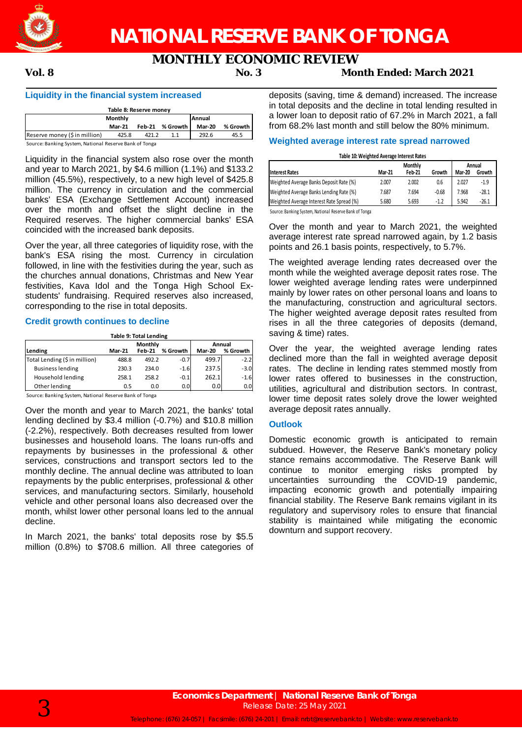# NATIONAL RESERVE BANK OF TONGA

## MONTHLY ECONOMIC REVIEW

**Vol. 8** **No. 3** **Month Ended: March 2021**

### Liquidity in the financial system increased

**Table 8: Reserve money**

| | Monthly | | | Annual | |
|---|---|---|---|---|---|
| | Mar-21 | Feb-21 | % Growth | Mar-20 | % Growth |
| Reserve money ($ in million) | 425.8 | 421.2 | 1.1 | 292.6 | 45.5 |

Source: Banking System, National Reserve Bank of Tonga

Liquidity in the financial system also rose over the month and year to March 2021, by $4.6 million (1.1%) and $133.2 million (45.5%), respectively, to a new high level of $425.8 million. The currency in circulation and the commercial banks' ESA (Exchange Settlement Account) increased over the month and offset the slight decline in the Required reserves. The higher commercial banks' ESA coincided with the increased bank deposits.

Over the year, all three categories of liquidity rose, with the bank's ESA rising the most. Currency in circulation followed, in line with the festivities during the year, such as the churches annual donations, Christmas and New Year festivities, Kava Idol and the Tonga High School Ex-students' fundraising. Required reserves also increased, corresponding to the rise in total deposits.

### Credit growth continues to decline

**Table 9: Total Lending**

| | Monthly | | | Annual | |
|---|---|---|---|---|---|
| Lending | Mar-21 | Feb-21 | % Growth | Mar-20 | % Growth |
| Total Lending ($ in million) | 488.8 | 492.2 | -0.7 | 499.7 | -2.2 |
| Business lending | 230.3 | 234.0 | -1.6 | 237.5 | -3.0 |
| Household lending | 258.1 | 258.2 | -0.1 | 262.1 | -1.6 |
| Other lending | 0.5 | 0.0 | 0.0 | 0.0 | 0.0 |

Source: Banking System, National Reserve Bank of Tonga

Over the month and year to March 2021, the banks' total lending declined by $3.4 million (-0.7%) and $10.8 million (-2.2%), respectively. Both decreases resulted from lower businesses and household loans. The loans run-offs and repayments by businesses in the professional & other services, constructions and transport sectors led to the monthly decline. The annual decline was attributed to loan repayments by the public enterprises, professional & other services, and manufacturing sectors. Similarly, household vehicle and other personal loans also decreased over the month, whilst lower other personal loans led to the annual decline.

In March 2021, the banks' total deposits rose by $5.5 million (0.8%) to $708.6 million. All three categories of deposits (saving, time & demand) increased. The increase in total deposits and the decline in total lending resulted in a lower loan to deposit ratio of 67.2% in March 2021, a fall from 68.2% last month and still below the 80% minimum.

### Weighted average interest rate spread narrowed

**Table 10: Weighted Average Interest Rates**

| | Monthly | | | Annual | |
|---|---|---|---|---|---|
| Interest Rates | Mar-21 | Feb-21 | Growth | Mar-20 | Growth |
| Weighted Average Banks Deposit Rate (%) | 2.007 | 2.002 | 0.6 | 2.027 | -1.9 |
| Weighted Average Banks Lending Rate (%) | 7.687 | 7.694 | -0.68 | 7.968 | -28.1 |
| Weighted Average Interest Rate Spread (%) | 5.680 | 5.693 | -1.2 | 5.942 | -26.1 |

Source: Banking System, National Reserve Bank of Tonga

Over the month and year to March 2021, the weighted average interest rate spread narrowed again, by 1.2 basis points and 26.1 basis points, respectively, to 5.7%.

The weighted average lending rates decreased over the month while the weighted average deposit rates rose. The lower weighted average lending rates were underpinned mainly by lower rates on other personal loans and loans to the manufacturing, construction and agricultural sectors. The higher weighted average deposit rates resulted from rises in all the three categories of deposits (demand, saving & time) rates.

Over the year, the weighted average lending rates declined more than the fall in weighted average deposit rates. The decline in lending rates stemmed mostly from lower rates offered to businesses in the construction, utilities, agricultural and distribution sectors. In contrast, lower time deposit rates solely drove the lower weighted average deposit rates annually.

### Outlook

Domestic economic growth is anticipated to remain subdued. However, the Reserve Bank's monetary policy stance remains accommodative. The Reserve Bank will continue to monitor emerging risks prompted by uncertainties surrounding the COVID-19 pandemic, impacting economic growth and potentially impairing financial stability. The Reserve Bank remains vigilant in its regulatory and supervisory roles to ensure that financial stability is maintained while mitigating the economic downturn and support recovery.

**Economics Department | National Reserve Bank of Tonga**
Release Date: 25 May 2021

Telephone: (676) 24-057 | Facsimile: (676) 24-201 | Email: nrbt@reservebank.to | Website: www.reservebank.to